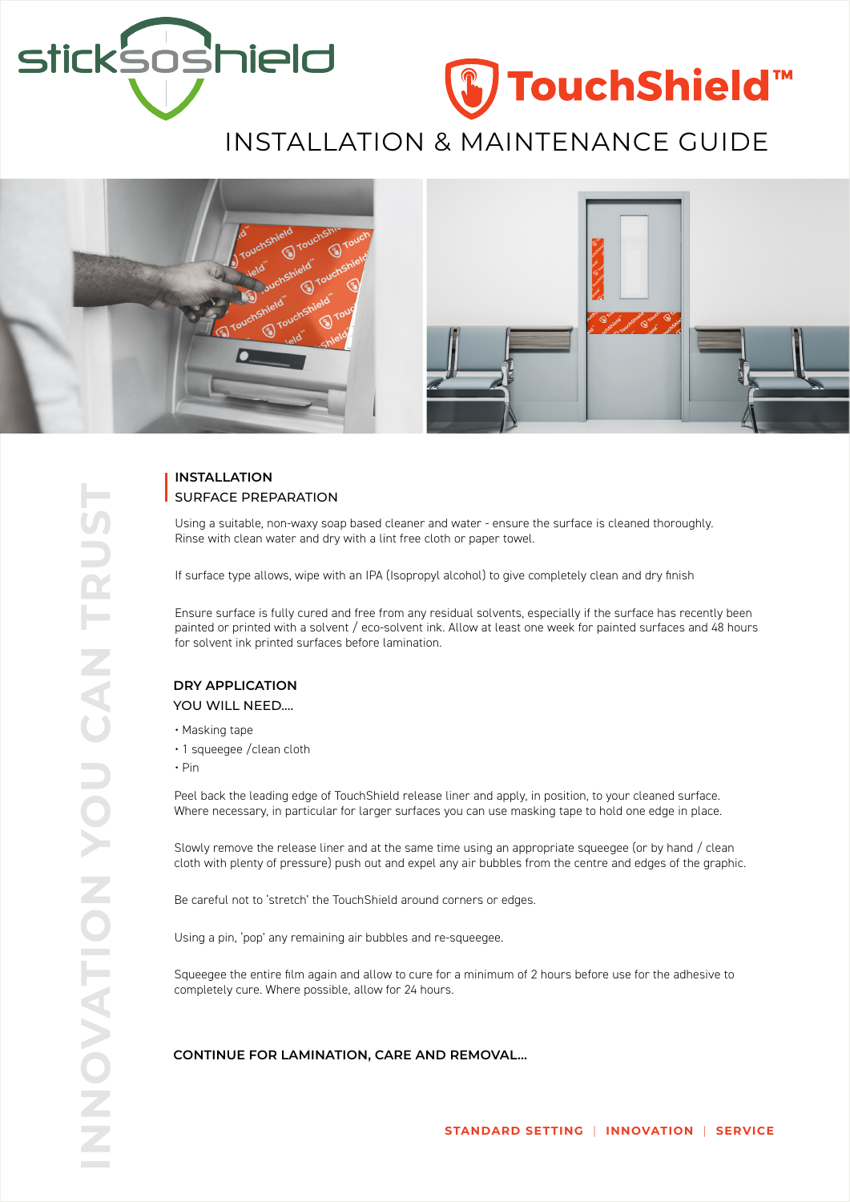stick**so**shield

**TouchShield™**

# INSTALLATION & MAINTENANCE GUIDE

INNOVATION YOU CAN TRUST

## INSTALLATION
### SURFACE PREPARATION

Using a suitable, non-waxy soap based cleaner and water - ensure the surface is cleaned thoroughly. Rinse with clean water and dry with a lint free cloth or paper towel.

If surface type allows, wipe with an IPA (Isopropyl alcohol) to give completely clean and dry finish

Ensure surface is fully cured and free from any residual solvents, especially if the surface has recently been painted or printed with a solvent / eco-solvent ink. Allow at least one week for painted surfaces and 48 hours for solvent ink printed surfaces before lamination.

## DRY APPLICATION
### YOU WILL NEED....

- Masking tape
- 1 squeegee /clean cloth
- Pin

Peel back the leading edge of TouchShield release liner and apply, in position, to your cleaned surface. Where necessary, in particular for larger surfaces you can use masking tape to hold one edge in place.

Slowly remove the release liner and at the same time using an appropriate squeegee (or by hand / clean cloth with plenty of pressure) push out and expel any air bubbles from the centre and edges of the graphic.

Be careful not to 'stretch' the TouchShield around corners or edges.

Using a pin, 'pop' any remaining air bubbles and re-squeegee.

Squeegee the entire film again and allow to cure for a minimum of 2 hours before use for the adhesive to completely cure. Where possible, allow for 24 hours.

**CONTINUE FOR LAMINATION, CARE AND REMOVAL...**

STANDARD SETTING | INNOVATION | SERVICE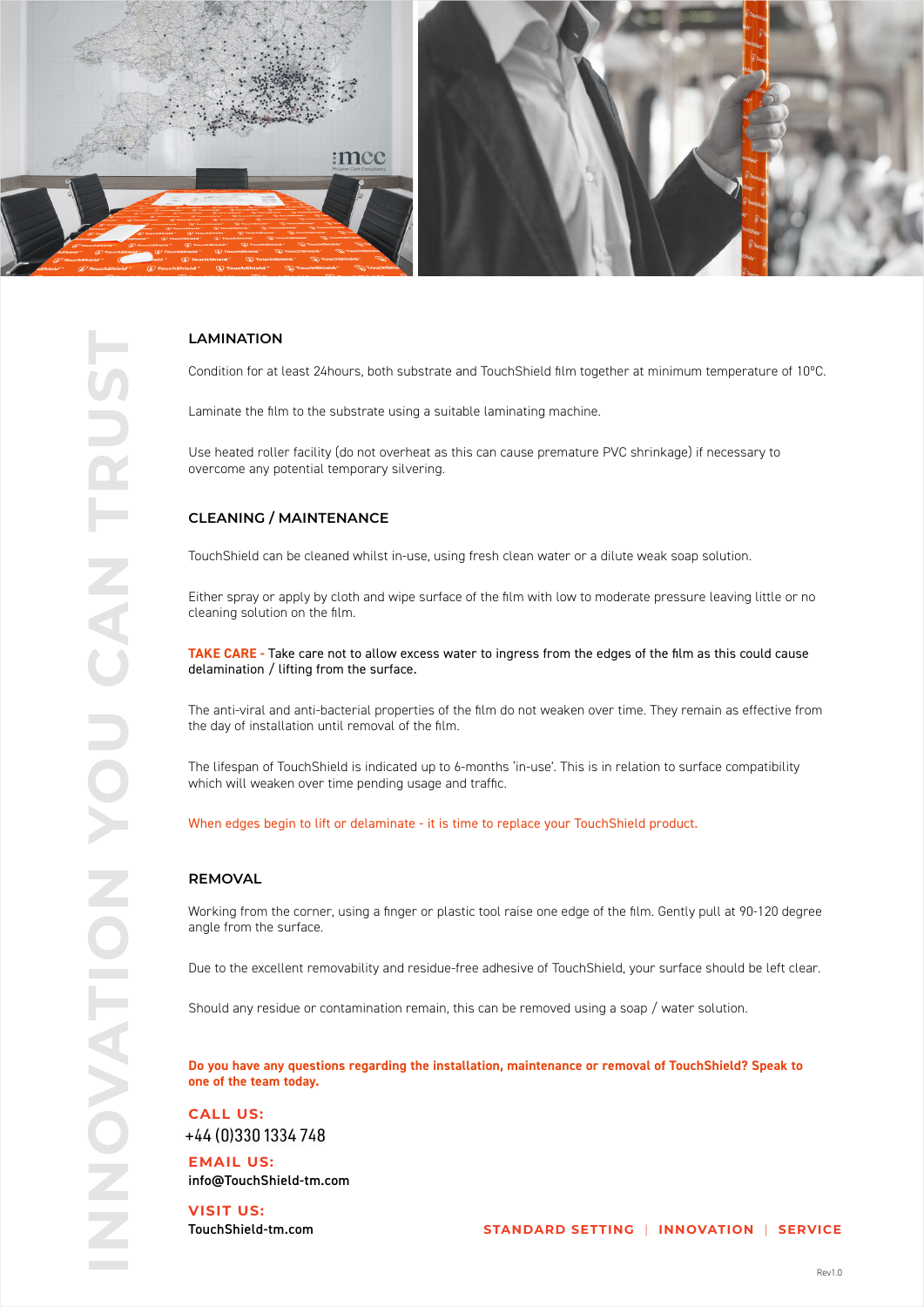INNOVATION YOU CAN TRUST

## LAMINATION

Condition for at least 24hours, both substrate and TouchShield film together at minimum temperature of 10ºC.

Laminate the film to the substrate using a suitable laminating machine.

Use heated roller facility (do not overheat as this can cause premature PVC shrinkage) if necessary to overcome any potential temporary silvering.

## CLEANING / MAINTENANCE

TouchShield can be cleaned whilst in-use, using fresh clean water or a dilute weak soap solution.

Either spray or apply by cloth and wipe surface of the film with low to moderate pressure leaving little or no cleaning solution on the film.

**TAKE CARE -** Take care not to allow excess water to ingress from the edges of the film as this could cause delamination / lifting from the surface.

The anti-viral and anti-bacterial properties of the film do not weaken over time. They remain as effective from the day of installation until removal of the film.

The lifespan of TouchShield is indicated up to 6-months 'in-use'. This is in relation to surface compatibility which will weaken over time pending usage and traffic.

When edges begin to lift or delaminate - it is time to replace your TouchShield product.

## REMOVAL

Working from the corner, using a finger or plastic tool raise one edge of the film. Gently pull at 90-120 degree angle from the surface.

Due to the excellent removability and residue-free adhesive of TouchShield, your surface should be left clear.

Should any residue or contamination remain, this can be removed using a soap / water solution.

**Do you have any questions regarding the installation, maintenance or removal of TouchShield? Speak to one of the team today.**

**CALL US:**
+44 (0)330 1334 748

**EMAIL US:**
info@TouchShield-tm.com

**VISIT US:**
TouchShield-tm.com

STANDARD SETTING | INNOVATION | SERVICE

Rev1.0